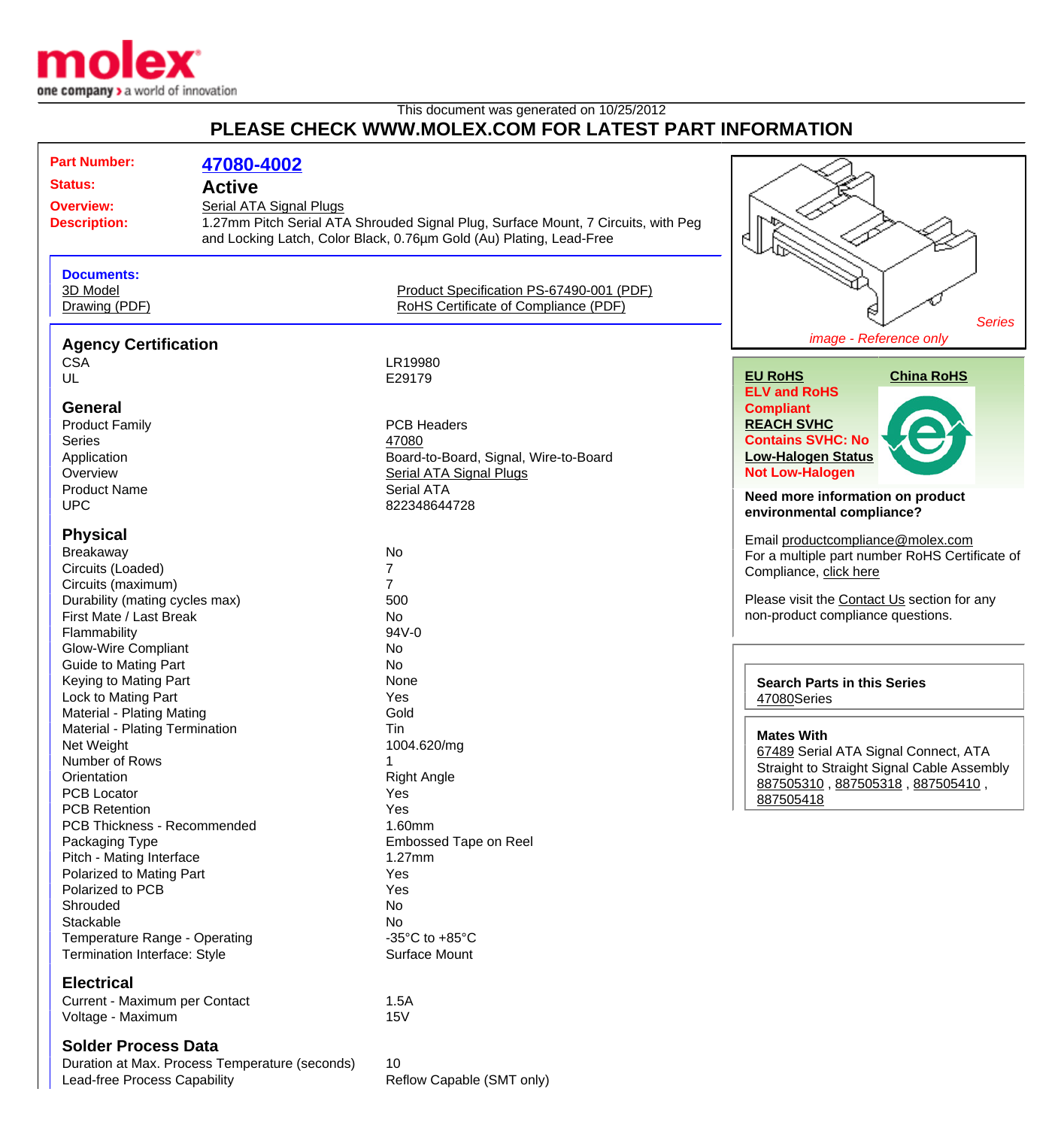This document was generated on 10/25/2012

# PLEASE CHECK WWW.MOLEX.COM FOR LATEST PART INFORMATION

**Part Number:** 47080-4002

**Status:** Active

**Overview:** Serial ATA Signal Plugs

**Description:** 1.27mm Pitch Serial ATA Shrouded Signal Plug, Surface Mount, 7 Circuits, with Peg and Locking Latch, Color Black, 0.76µm Gold (Au) Plating, Lead-Free

**Documents:**

- 3D Model
- Drawing (PDF)
- Product Specification PS-67490-001 (PDF)
- RoHS Certificate of Compliance (PDF)

Series

image - Reference only

## Agency Certification

| | |
|---|---|
| CSA | LR19980 |
| UL | E29179 |

## General

| | |
|---|---|
| Product Family | PCB Headers |
| Series | 47080 |
| Application | Board-to-Board, Signal, Wire-to-Board |
| Overview | Serial ATA Signal Plugs |
| Product Name | Serial ATA |
| UPC | 822348644728 |

## Physical

| | |
|---|---|
| Breakaway | No |
| Circuits (Loaded) | 7 |
| Circuits (maximum) | 7 |
| Durability (mating cycles max) | 500 |
| First Mate / Last Break | No |
| Flammability | 94V-0 |
| Glow-Wire Compliant | No |
| Guide to Mating Part | No |
| Keying to Mating Part | None |
| Lock to Mating Part | Yes |
| Material - Plating Mating | Gold |
| Material - Plating Termination | Tin |
| Net Weight | 1004.620/mg |
| Number of Rows | 1 |
| Orientation | Right Angle |
| PCB Locator | Yes |
| PCB Retention | Yes |
| PCB Thickness - Recommended | 1.60mm |
| Packaging Type | Embossed Tape on Reel |
| Pitch - Mating Interface | 1.27mm |
| Polarized to Mating Part | Yes |
| Polarized to PCB | Yes |
| Shrouded | No |
| Stackable | No |
| Temperature Range - Operating | -35°C to +85°C |
| Termination Interface: Style | Surface Mount |

## Electrical

| | |
|---|---|
| Current - Maximum per Contact | 1.5A |
| Voltage - Maximum | 15V |

## Solder Process Data

| | |
|---|---|
| Duration at Max. Process Temperature (seconds) | 10 |
| Lead-free Process Capability | Reflow Capable (SMT only) |

**EU RoHS** | **China RoHS**

**ELV and RoHS Compliant**

**REACH SVHC**

**Contains SVHC: No**

**Low-Halogen Status**

**Not Low-Halogen**

**Need more information on product environmental compliance?**

Email productcompliance@molex.com

For a multiple part number RoHS Certificate of Compliance, click here

Please visit the Contact Us section for any non-product compliance questions.

**Search Parts in this Series**

47080Series

**Mates With**

67489 Serial ATA Signal Connect, ATA Straight to Straight Signal Cable Assembly 887505310 , 887505318 , 887505410 , 887505418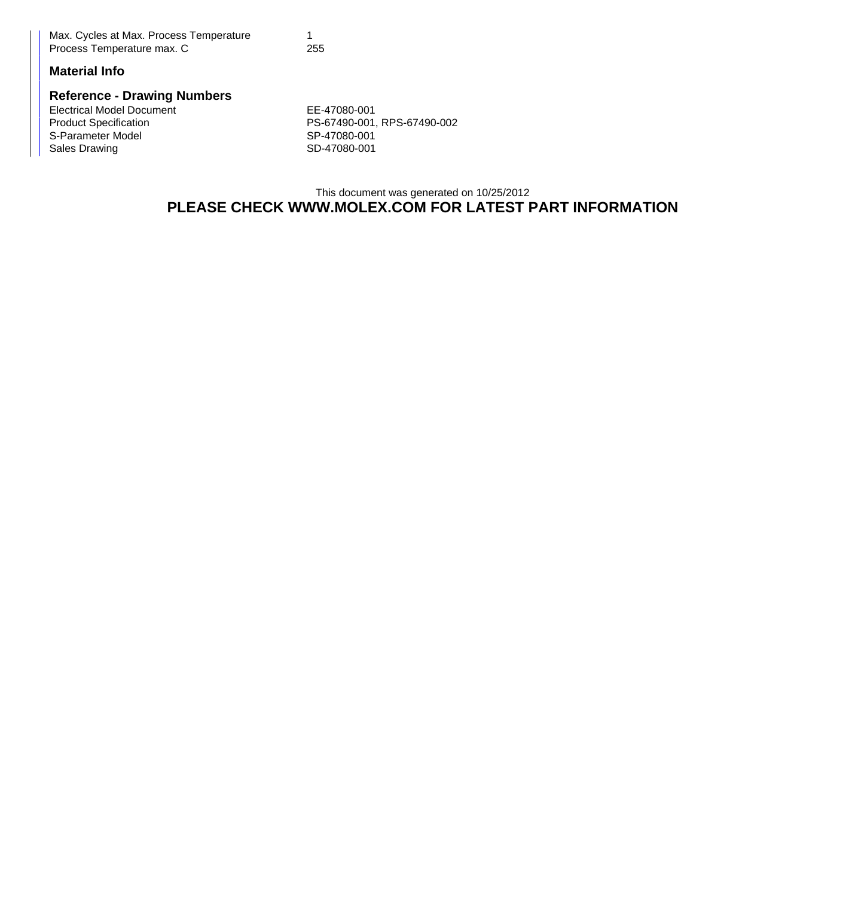| | |
|---|---|
| Max. Cycles at Max. Process Temperature | 1 |
| Process Temperature max. C | 255 |

### Material Info

### Reference - Drawing Numbers

| | |
|---|---|
| Electrical Model Document | EE-47080-001 |
| Product Specification | PS-67490-001, RPS-67490-002 |
| S-Parameter Model | SP-47080-001 |
| Sales Drawing | SD-47080-001 |

This document was generated on 10/25/2012

**PLEASE CHECK WWW.MOLEX.COM FOR LATEST PART INFORMATION**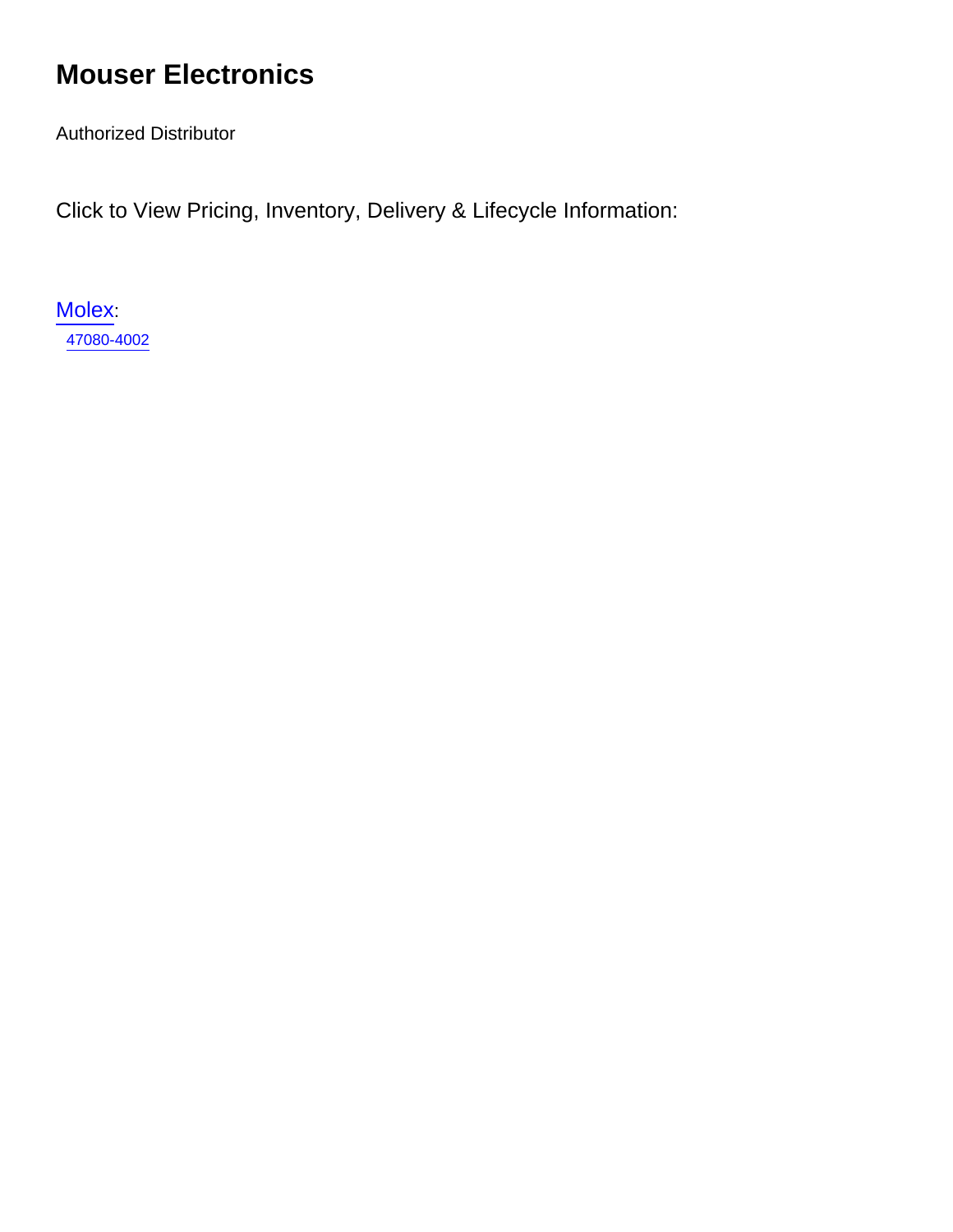# Mouser Electronics

Authorized Distributor

Click to View Pricing, Inventory, Delivery & Lifecycle Information:

Molex:

47080-4002